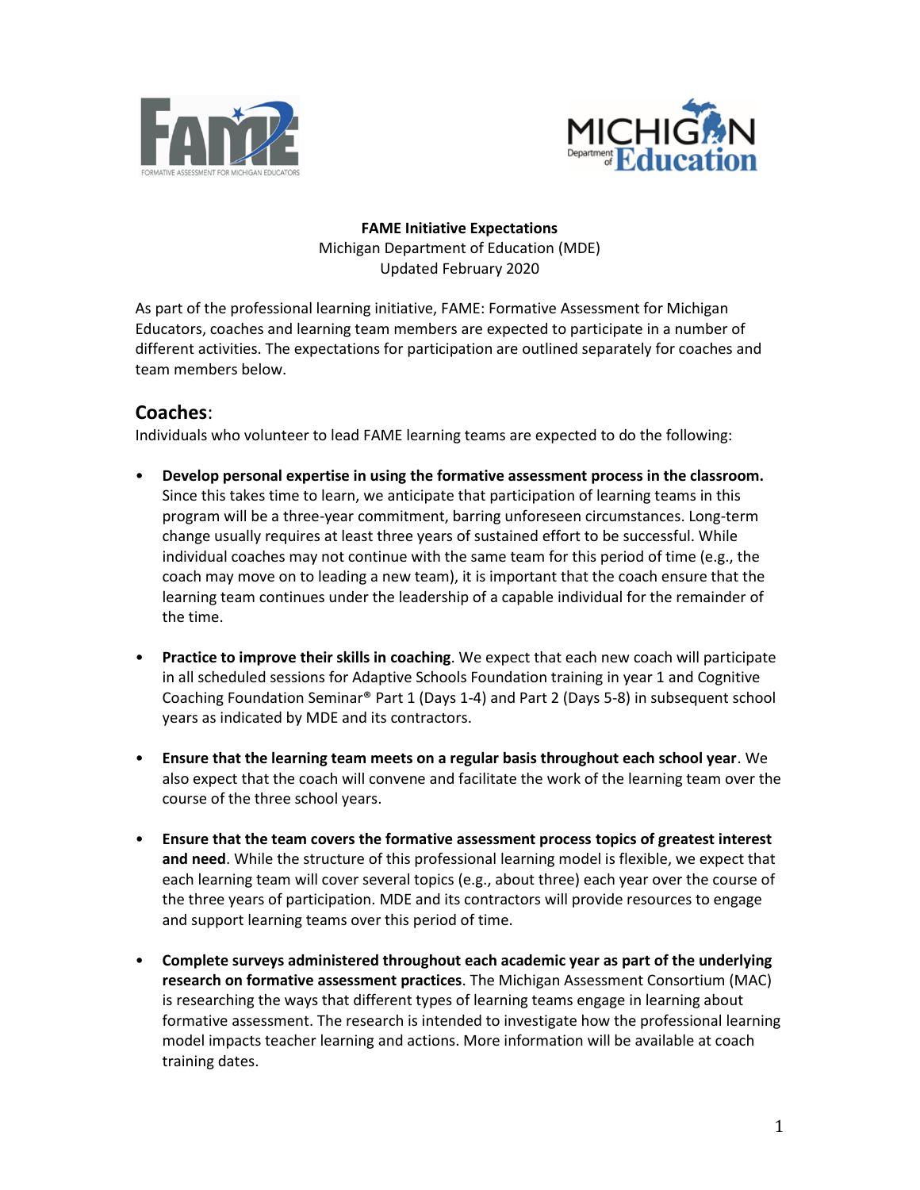**FAME Initiative Expectations**
Michigan Department of Education (MDE)
Updated February 2020

As part of the professional learning initiative, FAME: Formative Assessment for Michigan Educators, coaches and learning team members are expected to participate in a number of different activities. The expectations for participation are outlined separately for coaches and team members below.

## Coaches:

Individuals who volunteer to lead FAME learning teams are expected to do the following:

- **Develop personal expertise in using the formative assessment process in the classroom.** Since this takes time to learn, we anticipate that participation of learning teams in this program will be a three-year commitment, barring unforeseen circumstances. Long-term change usually requires at least three years of sustained effort to be successful. While individual coaches may not continue with the same team for this period of time (e.g., the coach may move on to leading a new team), it is important that the coach ensure that the learning team continues under the leadership of a capable individual for the remainder of the time.
- **Practice to improve their skills in coaching**. We expect that each new coach will participate in all scheduled sessions for Adaptive Schools Foundation training in year 1 and Cognitive Coaching Foundation Seminar® Part 1 (Days 1-4) and Part 2 (Days 5-8) in subsequent school years as indicated by MDE and its contractors.
- **Ensure that the learning team meets on a regular basis throughout each school year**. We also expect that the coach will convene and facilitate the work of the learning team over the course of the three school years.
- **Ensure that the team covers the formative assessment process topics of greatest interest and need**. While the structure of this professional learning model is flexible, we expect that each learning team will cover several topics (e.g., about three) each year over the course of the three years of participation. MDE and its contractors will provide resources to engage and support learning teams over this period of time.
- **Complete surveys administered throughout each academic year as part of the underlying research on formative assessment practices**. The Michigan Assessment Consortium (MAC) is researching the ways that different types of learning teams engage in learning about formative assessment. The research is intended to investigate how the professional learning model impacts teacher learning and actions. More information will be available at coach training dates.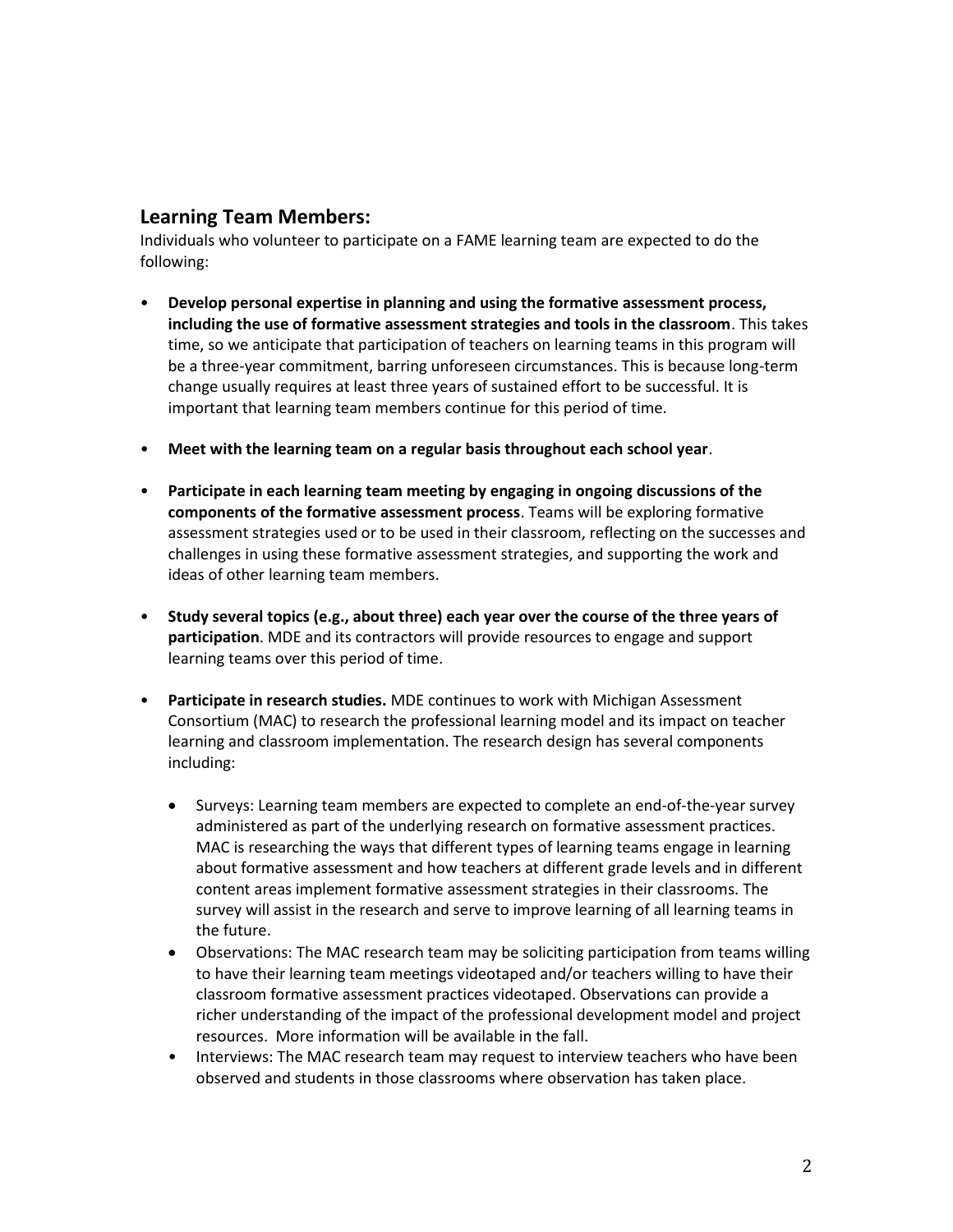## Learning Team Members:

Individuals who volunteer to participate on a FAME learning team are expected to do the following:

- **Develop personal expertise in planning and using the formative assessment process, including the use of formative assessment strategies and tools in the classroom**. This takes time, so we anticipate that participation of teachers on learning teams in this program will be a three-year commitment, barring unforeseen circumstances. This is because long-term change usually requires at least three years of sustained effort to be successful. It is important that learning team members continue for this period of time.

- **Meet with the learning team on a regular basis throughout each school year**.

- **Participate in each learning team meeting by engaging in ongoing discussions of the components of the formative assessment process**. Teams will be exploring formative assessment strategies used or to be used in their classroom, reflecting on the successes and challenges in using these formative assessment strategies, and supporting the work and ideas of other learning team members.

- **Study several topics (e.g., about three) each year over the course of the three years of participation**. MDE and its contractors will provide resources to engage and support learning teams over this period of time.

- **Participate in research studies.** MDE continues to work with Michigan Assessment Consortium (MAC) to research the professional learning model and its impact on teacher learning and classroom implementation. The research design has several components including:

  - Surveys: Learning team members are expected to complete an end-of-the-year survey administered as part of the underlying research on formative assessment practices. MAC is researching the ways that different types of learning teams engage in learning about formative assessment and how teachers at different grade levels and in different content areas implement formative assessment strategies in their classrooms. The survey will assist in the research and serve to improve learning of all learning teams in the future.
  - Observations: The MAC research team may be soliciting participation from teams willing to have their learning team meetings videotaped and/or teachers willing to have their classroom formative assessment practices videotaped. Observations can provide a richer understanding of the impact of the professional development model and project resources. More information will be available in the fall.
  - Interviews: The MAC research team may request to interview teachers who have been observed and students in those classrooms where observation has taken place.